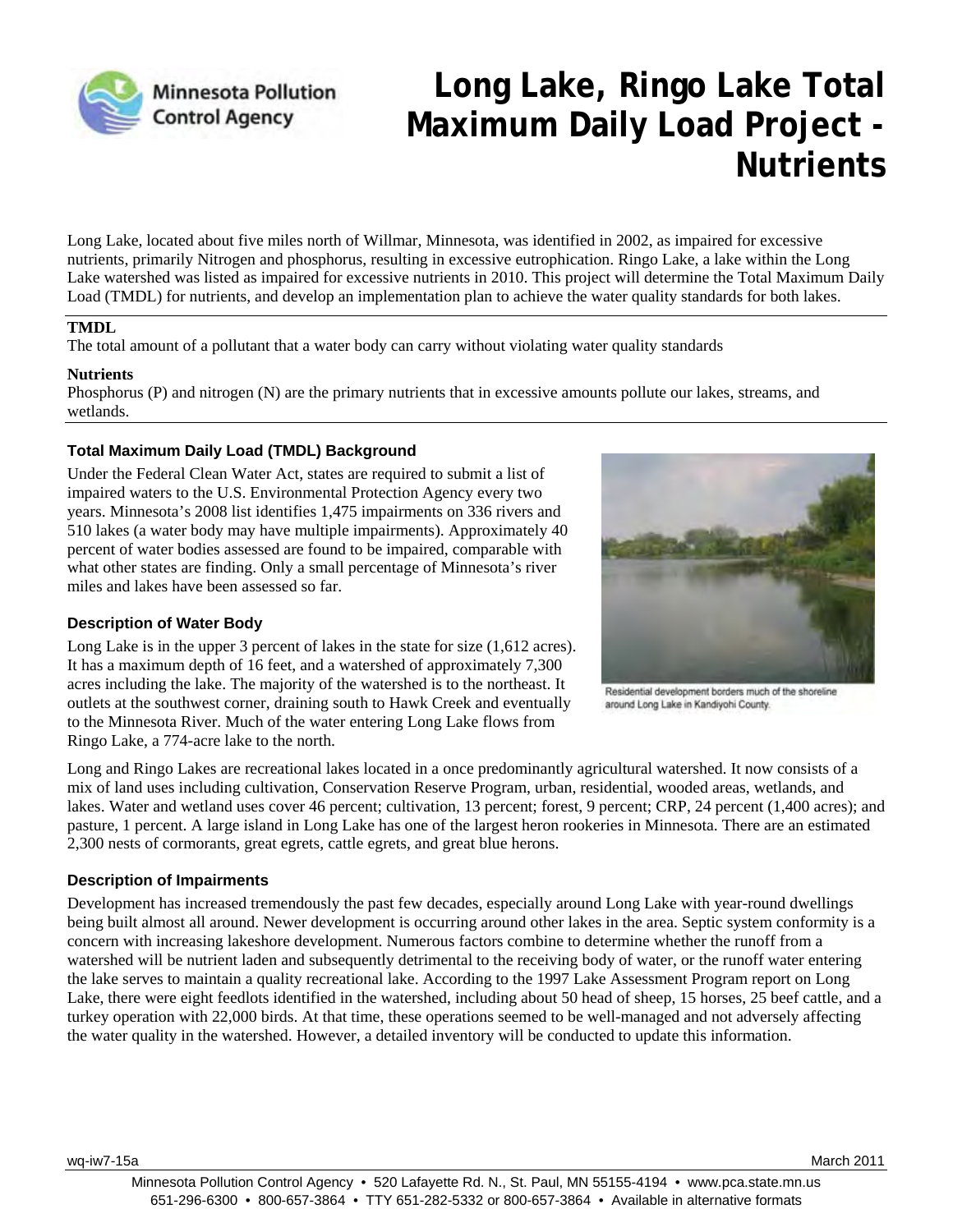# Long Lake, Ringo Lake Total Maximum Daily Load Project - Nutrients

Long Lake, located about five miles north of Willmar, Minnesota, was identified in 2002, as impaired for excessive nutrients, primarily Nitrogen and phosphorus, resulting in excessive eutrophication. Ringo Lake, a lake within the Long Lake watershed was listed as impaired for excessive nutrients in 2010. This project will determine the Total Maximum Daily Load (TMDL) for nutrients, and develop an implementation plan to achieve the water quality standards for both lakes.

**TMDL**

The total amount of a pollutant that a water body can carry without violating water quality standards

**Nutrients**

Phosphorus (P) and nitrogen (N) are the primary nutrients that in excessive amounts pollute our lakes, streams, and wetlands.

### Total Maximum Daily Load (TMDL) Background

Under the Federal Clean Water Act, states are required to submit a list of impaired waters to the U.S. Environmental Protection Agency every two years. Minnesota's 2008 list identifies 1,475 impairments on 336 rivers and 510 lakes (a water body may have multiple impairments). Approximately 40 percent of water bodies assessed are found to be impaired, comparable with what other states are finding. Only a small percentage of Minnesota's river miles and lakes have been assessed so far.

### Description of Water Body

Long Lake is in the upper 3 percent of lakes in the state for size (1,612 acres). It has a maximum depth of 16 feet, and a watershed of approximately 7,300 acres including the lake. The majority of the watershed is to the northeast. It outlets at the southwest corner, draining south to Hawk Creek and eventually to the Minnesota River. Much of the water entering Long Lake flows from Ringo Lake, a 774-acre lake to the north.

Residential development borders much of the shoreline around Long Lake in Kandiyohi County.

Long and Ringo Lakes are recreational lakes located in a once predominantly agricultural watershed. It now consists of a mix of land uses including cultivation, Conservation Reserve Program, urban, residential, wooded areas, wetlands, and lakes. Water and wetland uses cover 46 percent; cultivation, 13 percent; forest, 9 percent; CRP, 24 percent (1,400 acres); and pasture, 1 percent. A large island in Long Lake has one of the largest heron rookeries in Minnesota. There are an estimated 2,300 nests of cormorants, great egrets, cattle egrets, and great blue herons.

### Description of Impairments

Development has increased tremendously the past few decades, especially around Long Lake with year-round dwellings being built almost all around. Newer development is occurring around other lakes in the area. Septic system conformity is a concern with increasing lakeshore development. Numerous factors combine to determine whether the runoff from a watershed will be nutrient laden and subsequently detrimental to the receiving body of water, or the runoff water entering the lake serves to maintain a quality recreational lake. According to the 1997 Lake Assessment Program report on Long Lake, there were eight feedlots identified in the watershed, including about 50 head of sheep, 15 horses, 25 beef cattle, and a turkey operation with 22,000 birds. At that time, these operations seemed to be well-managed and not adversely affecting the water quality in the watershed. However, a detailed inventory will be conducted to update this information.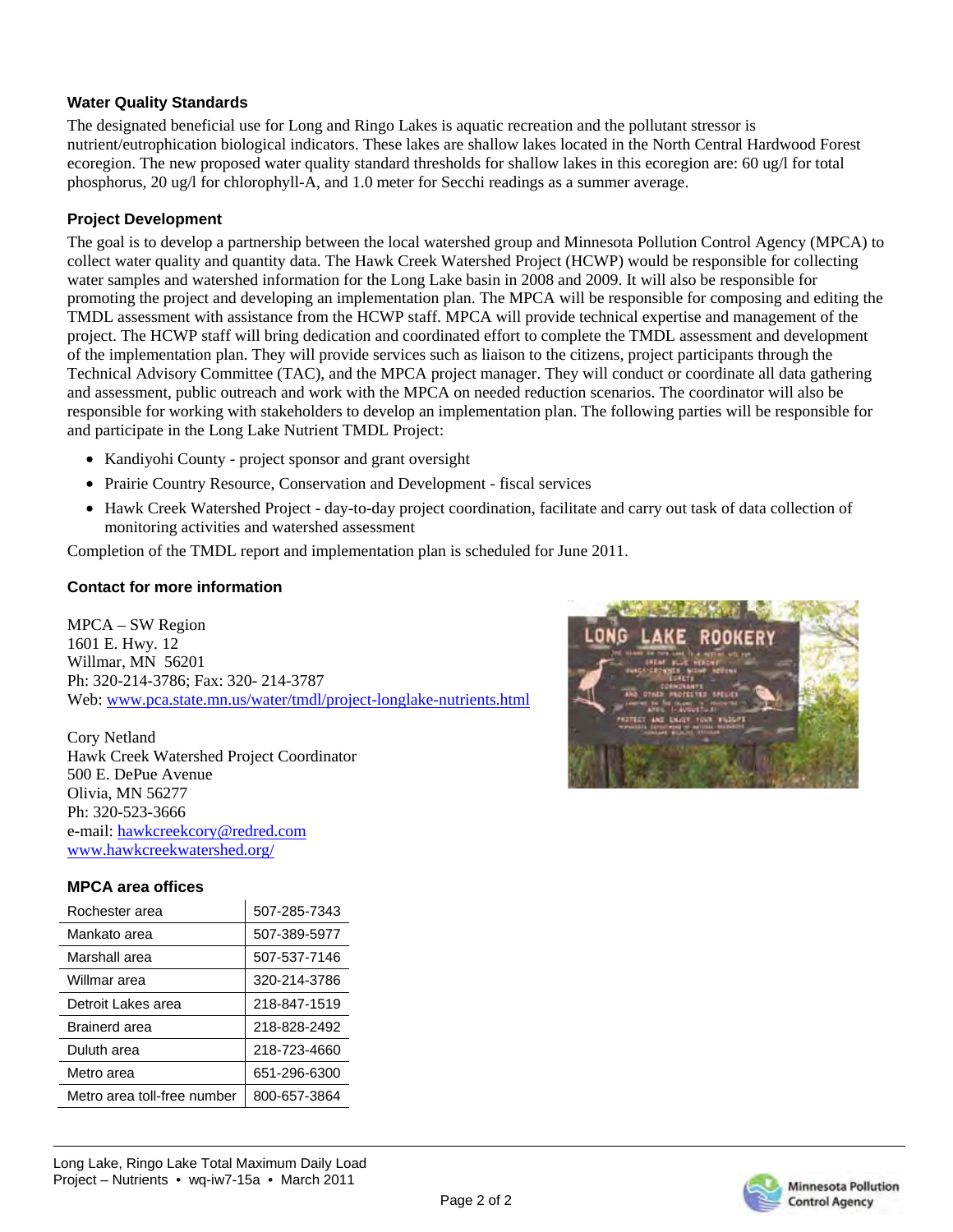### Water Quality Standards

The designated beneficial use for Long and Ringo Lakes is aquatic recreation and the pollutant stressor is nutrient/eutrophication biological indicators. These lakes are shallow lakes located in the North Central Hardwood Forest ecoregion. The new proposed water quality standard thresholds for shallow lakes in this ecoregion are: 60 ug/l for total phosphorus, 20 ug/l for chlorophyll-A, and 1.0 meter for Secchi readings as a summer average.

### Project Development

The goal is to develop a partnership between the local watershed group and Minnesota Pollution Control Agency (MPCA) to collect water quality and quantity data. The Hawk Creek Watershed Project (HCWP) would be responsible for collecting water samples and watershed information for the Long Lake basin in 2008 and 2009. It will also be responsible for promoting the project and developing an implementation plan. The MPCA will be responsible for composing and editing the TMDL assessment with assistance from the HCWP staff. MPCA will provide technical expertise and management of the project. The HCWP staff will bring dedication and coordinated effort to complete the TMDL assessment and development of the implementation plan. They will provide services such as liaison to the citizens, project participants through the Technical Advisory Committee (TAC), and the MPCA project manager. They will conduct or coordinate all data gathering and assessment, public outreach and work with the MPCA on needed reduction scenarios. The coordinator will also be responsible for working with stakeholders to develop an implementation plan. The following parties will be responsible for and participate in the Long Lake Nutrient TMDL Project:

- Kandiyohi County - project sponsor and grant oversight
- Prairie Country Resource, Conservation and Development - fiscal services
- Hawk Creek Watershed Project - day-to-day project coordination, facilitate and carry out task of data collection of monitoring activities and watershed assessment

Completion of the TMDL report and implementation plan is scheduled for June 2011.

### Contact for more information

MPCA – SW Region
1601 E. Hwy. 12
Willmar, MN 56201
Ph: 320-214-3786; Fax: 320- 214-3787
Web: www.pca.state.mn.us/water/tmdl/project-longlake-nutrients.html

Cory Netland
Hawk Creek Watershed Project Coordinator
500 E. DePue Avenue
Olivia, MN 56277
Ph: 320-523-3666
e-mail: hawkcreekcory@redred.com
www.hawkcreekwatershed.org/

### MPCA area offices

| | |
|---|---|
| Rochester area | 507-285-7343 |
| Mankato area | 507-389-5977 |
| Marshall area | 507-537-7146 |
| Willmar area | 320-214-3786 |
| Detroit Lakes area | 218-847-1519 |
| Brainerd area | 218-828-2492 |
| Duluth area | 218-723-4660 |
| Metro area | 651-296-6300 |
| Metro area toll-free number | 800-657-3864 |